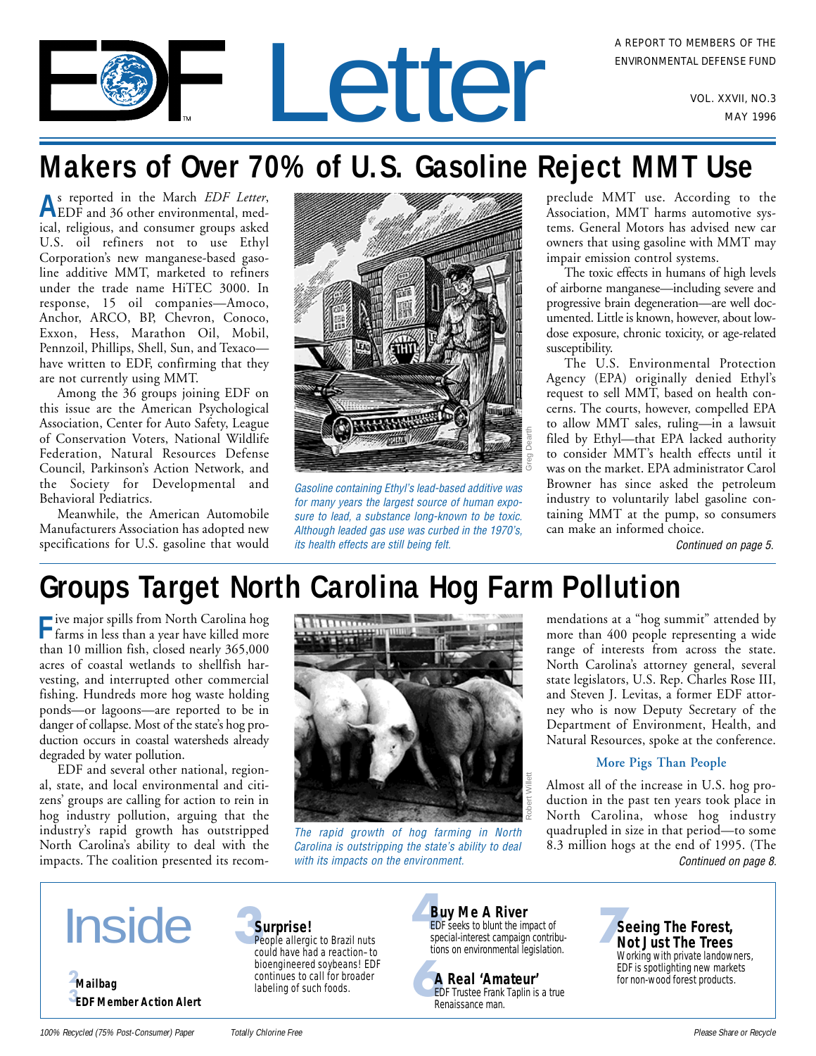# EDF Letter

A REPORT TO MEMBERS OF THE ENVIRONMENTAL DEFENSE FUND

VOL. XXVII, NO.3
MAY 1996

## Makers of Over 70% of U.S. Gasoline Reject MMT Use

As reported in the March *EDF Letter*, EDF and 36 other environmental, medical, religious, and consumer groups asked U.S. oil refiners not to use Ethyl Corporation's new manganese-based gasoline additive MMT, marketed to refiners under the trade name HiTEC 3000. In response, 15 oil companies—Amoco, Anchor, ARCO, BP, Chevron, Conoco, Exxon, Hess, Marathon Oil, Mobil, Pennzoil, Phillips, Shell, Sun, and Texaco—have written to EDF, confirming that they are not currently using MMT.

Among the 36 groups joining EDF on this issue are the American Psychological Association, Center for Auto Safety, League of Conservation Voters, National Wildlife Federation, Natural Resources Defense Council, Parkinson's Action Network, and the Society for Developmental and Behavioral Pediatrics.

Meanwhile, the American Automobile Manufacturers Association has adopted new specifications for U.S. gasoline that would preclude MMT use. According to the Association, MMT harms automotive systems. General Motors has advised new car owners that using gasoline with MMT may impair emission control systems.

The toxic effects in humans of high levels of airborne manganese—including severe and progressive brain degeneration—are well documented. Little is known, however, about low-dose exposure, chronic toxicity, or age-related susceptibility.

The U.S. Environmental Protection Agency (EPA) originally denied Ethyl's request to sell MMT, based on health concerns. The courts, however, compelled EPA to allow MMT sales, ruling—in a lawsuit filed by Ethyl—that EPA lacked authority to consider MMT's health effects until it was on the market. EPA administrator Carol Browner has since asked the petroleum industry to voluntarily label gasoline containing MMT at the pump, so consumers can make an informed choice.

*Continued on page 5.*

*Gasoline containing Ethyl's lead-based additive was for many years the largest source of human exposure to lead, a substance long-known to be toxic. Although leaded gas use was curbed in the 1970's, its health effects are still being felt.*

Greg Dearth

## Groups Target North Carolina Hog Farm Pollution

Five major spills from North Carolina hog farms in less than a year have killed more than 10 million fish, closed nearly 365,000 acres of coastal wetlands to shellfish harvesting, and interrupted other commercial fishing. Hundreds more hog waste holding ponds—or lagoons—are reported to be in danger of collapse. Most of the state's hog production occurs in coastal watersheds already degraded by water pollution.

EDF and several other national, regional, state, and local environmental and citizens' groups are calling for action to rein in hog industry pollution, arguing that the industry's rapid growth has outstripped North Carolina's ability to deal with the impacts. The coalition presented its recommendations at a "hog summit" attended by more than 400 people representing a wide range of interests from across the state. North Carolina's attorney general, several state legislators, U.S. Rep. Charles Rose III, and Steven J. Levitas, a former EDF attorney who is now Deputy Secretary of the Department of Environment, Health, and Natural Resources, spoke at the conference.

### More Pigs Than People

Almost all of the increase in U.S. hog production in the past ten years took place in North Carolina, whose hog industry quadrupled in size in that period—to some 8.3 million hogs at the end of 1995. (The

*Continued on page 8.*

*The rapid growth of hog farming in North Carolina is outstripping the state's ability to deal with its impacts on the environment.*

Robert Willett

## Inside

**2 Mailbag**

**3 EDF Member Action Alert**

**3 Surprise!**
People allergic to Brazil nuts could have had a reaction–to bioengineered soybeans! EDF continues to call for broader labeling of such foods.

**4 Buy Me A River**
EDF seeks to blunt the impact of special-interest campaign contributions on environmental legislation.

**6 A Real 'Amateur'**
EDF Trustee Frank Taplin is a true Renaissance man.

**7 Seeing The Forest, Not Just The Trees**
Working with private landowners, EDF is spotlighting new markets for non-wood forest products.

100% Recycled (75% Post-Consumer) Paper — Totally Chlorine Free — Please Share or Recycle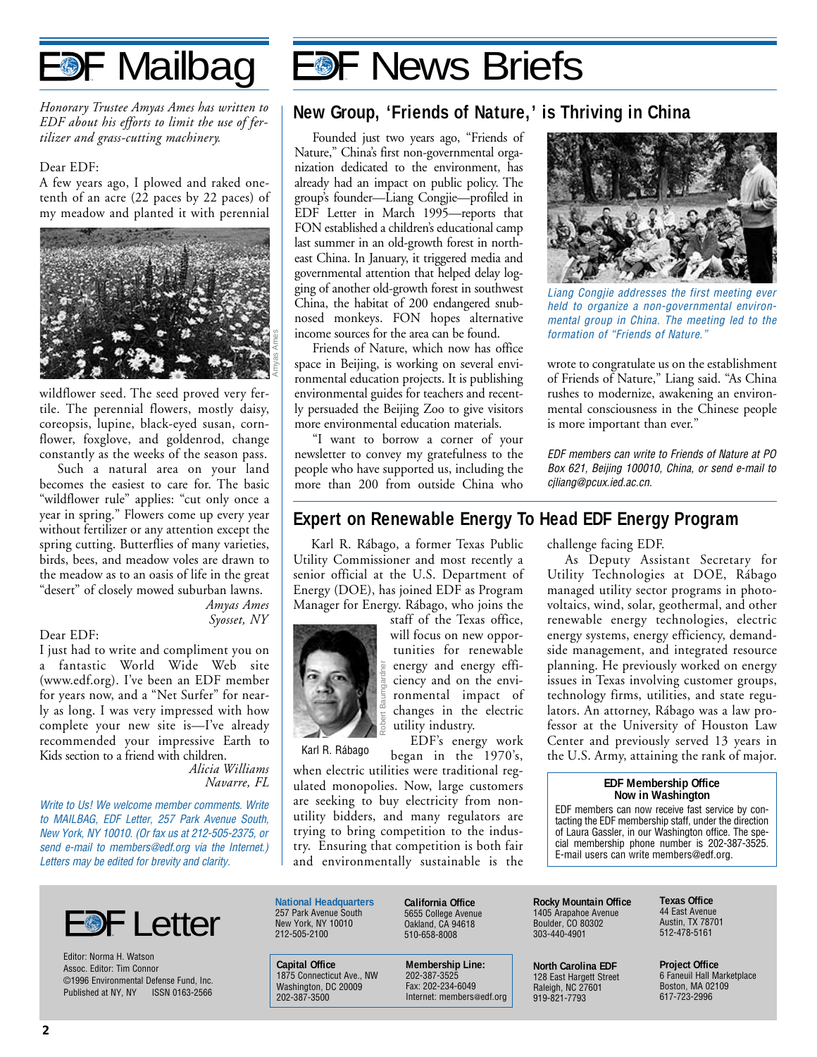# EDF Mailbag

*Honorary Trustee Amyas Ames has written to EDF about his efforts to limit the use of fertilizer and grass-cutting machinery.*

Dear EDF:

A few years ago, I plowed and raked one-tenth of an acre (22 paces by 22 paces) of my meadow and planted it with perennial wildflower seed. The seed proved very fertile. The perennial flowers, mostly daisy, coreopsis, lupine, black-eyed susan, cornflower, foxglove, and goldenrod, change constantly as the weeks of the season pass.

Such a natural area on your land becomes the easiest to care for. The basic "wildflower rule" applies: "cut only once a year in spring." Flowers come up every year without fertilizer or any attention except the spring cutting. Butterflies of many varieties, birds, bees, and meadow voles are drawn to the meadow as to an oasis of life in the great "desert" of closely mowed suburban lawns.

*Amyas Ames*
*Syosset, NY*

Dear EDF:

I just had to write and compliment you on a fantastic World Wide Web site (www.edf.org). I've been an EDF member for years now, and a "Net Surfer" for nearly as long. I was very impressed with how complete your new site is—I've already recommended your impressive Earth to Kids section to a friend with children.

*Alicia Williams*
*Navarre, FL*

*Write to Us! We welcome member comments. Write to MAILBAG, EDF Letter, 257 Park Avenue South, New York, NY 10010. (Or fax us at 212-505-2375, or send e-mail to members@edf.org via the Internet.) Letters may be edited for brevity and clarity.*

# EDF News Briefs

## New Group, 'Friends of Nature,' is Thriving in China

Founded just two years ago, "Friends of Nature," China's first non-governmental organization dedicated to the environment, has already had an impact on public policy. The group's founder—Liang Congjie—profiled in EDF Letter in March 1995—reports that FON established a children's educational camp last summer in an old-growth forest in northeast China. In January, it triggered media and governmental attention that helped delay logging of another old-growth forest in southwest China, the habitat of 200 endangered snub-nosed monkeys. FON hopes alternative income sources for the area can be found.

Friends of Nature, which now has office space in Beijing, is working on several environmental education projects. It is publishing environmental guides for teachers and recently persuaded the Beijing Zoo to give visitors more environmental education materials.

"I want to borrow a corner of your newsletter to convey my gratefulness to the people who have supported us, including the more than 200 from outside China who wrote to congratulate us on the establishment of Friends of Nature," Liang said. "As China rushes to modernize, awakening an environmental consciousness in the Chinese people is more important than ever."

*Liang Congjie addresses the first meeting ever held to organize a non-governmental environmental group in China. The meeting led to the formation of "Friends of Nature."*

*EDF members can write to Friends of Nature at PO Box 621, Beijing 100010, China, or send e-mail to cjliang@pcux.ied.ac.cn.*

## Expert on Renewable Energy To Head EDF Energy Program

Karl R. Rábago, a former Texas Public Utility Commissioner and most recently a senior official at the U.S. Department of Energy (DOE), has joined EDF as Program Manager for Energy. Rábago, who joins the staff of the Texas office, will focus on new opportunities for renewable energy and energy efficiency and on the environmental impact of changes in the electric utility industry.

Karl R. Rábago

EDF's energy work began in the 1970's, when electric utilities were traditional regulated monopolies. Now, large customers are seeking to buy electricity from non-utility bidders, and many regulators are trying to bring competition to the industry. Ensuring that competition is both fair and environmentally sustainable is the challenge facing EDF.

As Deputy Assistant Secretary for Utility Technologies at DOE, Rábago managed utility sector programs in photovoltaics, wind, solar, geothermal, and other renewable energy technologies, electric energy systems, energy efficiency, demand-side management, and integrated resource planning. He previously worked on energy issues in Texas involving customer groups, technology firms, utilities, and state regulators. An attorney, Rábago was a law professor at the University of Houston Law Center and previously served 13 years in the U.S. Army, attaining the rank of major.

**EDF Membership Office Now in Washington**

EDF members can now receive fast service by contacting the EDF membership staff, under the direction of Laura Gassler, in our Washington office. The special membership phone number is 202-387-3525. E-mail users can write members@edf.org.

# EDF Letter

Editor: Norma H. Watson
Assoc. Editor: Tim Connor
©1996 Environmental Defense Fund, Inc.
Published at NY, NY ISSN 0163-2566

**National Headquarters**
257 Park Avenue South
New York, NY 10010
212-505-2100

**Capital Office**
1875 Connecticut Ave., NW
Washington, DC 20009
202-387-3500

**California Office**
5655 College Avenue
Oakland, CA 94618
510-658-8008

**Membership Line:**
202-387-3525
Fax: 202-234-6049
Internet: members@edf.org

**Rocky Mountain Office**
1405 Arapahoe Avenue
Boulder, CO 80302
303-440-4901

**North Carolina EDF**
128 East Hargett Street
Raleigh, NC 27601
919-821-7793

**Texas Office**
44 East Avenue
Austin, TX 78701
512-478-5161

**Project Office**
6 Faneuil Hall Marketplace
Boston, MA 02109
617-723-2996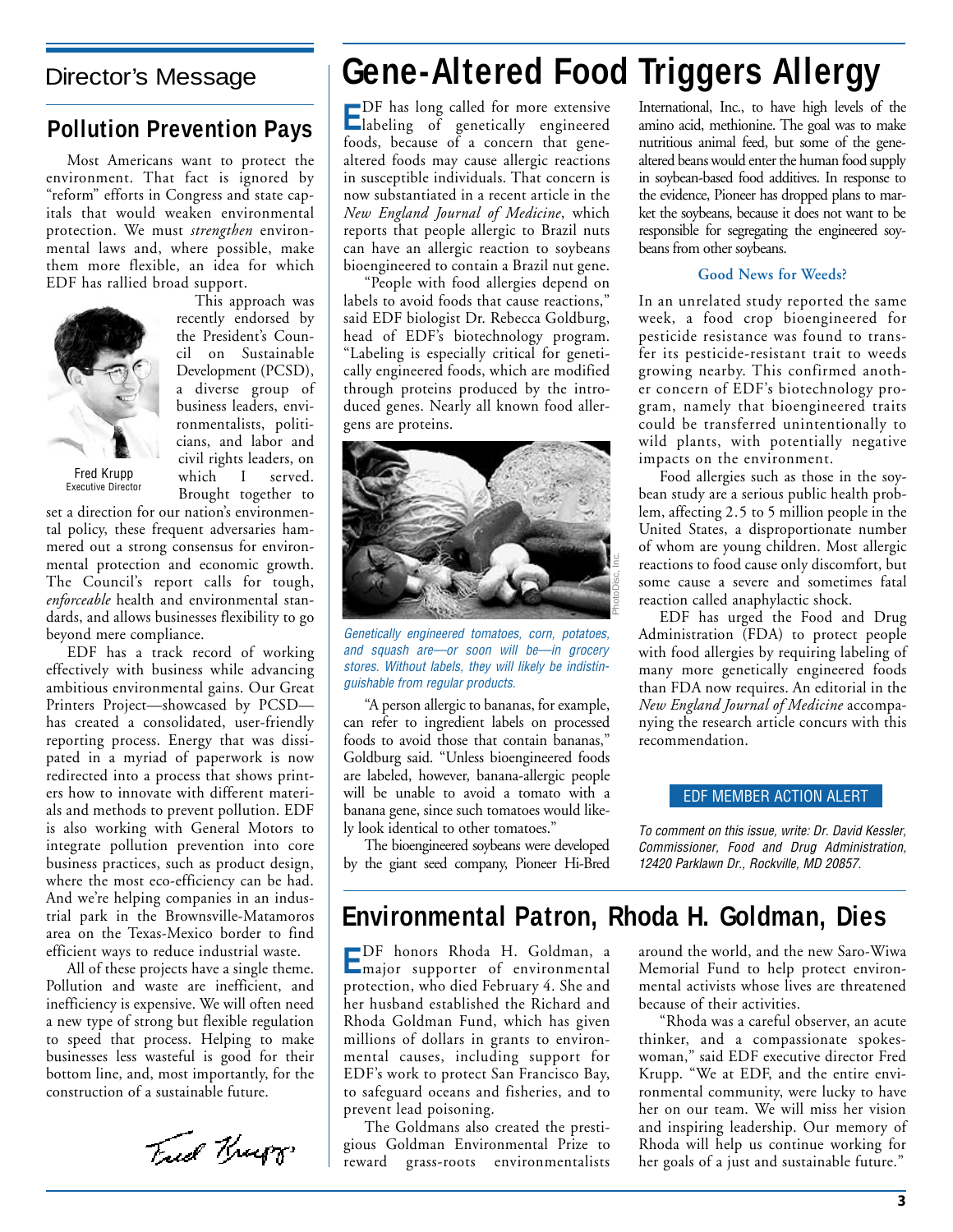## Director's Message

### Pollution Prevention Pays

Most Americans want to protect the environment. That fact is ignored by "reform" efforts in Congress and state capitals that would weaken environmental protection. We must *strengthen* environmental laws and, where possible, make them more flexible, an idea for which EDF has rallied broad support.

This approach was recently endorsed by the President's Council on Sustainable Development (PCSD), a diverse group of business leaders, environmentalists, politicians, and labor and civil rights leaders, on which I served. Brought together to set a direction for our nation's environmental policy, these frequent adversaries hammered out a strong consensus for environmental protection and economic growth. The Council's report calls for tough, *enforceable* health and environmental standards, and allows businesses flexibility to go beyond mere compliance.

Fred Krupp
Executive Director

EDF has a track record of working effectively with business while advancing ambitious environmental gains. Our Great Printers Project—showcased by PCSD—has created a consolidated, user-friendly reporting process. Energy that was dissipated in a myriad of paperwork is now redirected into a process that shows printers how to innovate with different materials and methods to prevent pollution. EDF is also working with General Motors to integrate pollution prevention into core business practices, such as product design, where the most eco-efficiency can be had. And we're helping companies in an industrial park in the Brownsville-Matamoros area on the Texas-Mexico border to find efficient ways to reduce industrial waste.

All of these projects have a single theme. Pollution and waste are inefficient, and inefficiency is expensive. We will often need a new type of strong but flexible regulation to speed that process. Helping to make businesses less wasteful is good for their bottom line, and, most importantly, for the construction of a sustainable future.

Fred Krupp

# Gene-Altered Food Triggers Allergy

EDF has long called for more extensive labeling of genetically engineered foods, because of a concern that gene-altered foods may cause allergic reactions in susceptible individuals. That concern is now substantiated in a recent article in the *New England Journal of Medicine*, which reports that people allergic to Brazil nuts can have an allergic reaction to soybeans bioengineered to contain a Brazil nut gene.

"People with food allergies depend on labels to avoid foods that cause reactions," said EDF biologist Dr. Rebecca Goldburg, head of EDF's biotechnology program. "Labeling is especially critical for genetically engineered foods, which are modified through proteins produced by the introduced genes. Nearly all known food allergens are proteins.

*Genetically engineered tomatoes, corn, potatoes, and squash are—or soon will be—in grocery stores. Without labels, they will likely be indistinguishable from regular products.*

PhotoDisc, Inc.

"A person allergic to bananas, for example, can refer to ingredient labels on processed foods to avoid those that contain bananas," Goldburg said. "Unless bioengineered foods are labeled, however, banana-allergic people will be unable to avoid a tomato with a banana gene, since such tomatoes would likely look identical to other tomatoes."

The bioengineered soybeans were developed by the giant seed company, Pioneer Hi-Bred International, Inc., to have high levels of the amino acid, methionine. The goal was to make nutritious animal feed, but some of the gene-altered beans would enter the human food supply in soybean-based food additives. In response to the evidence, Pioneer has dropped plans to market the soybeans, because it does not want to be responsible for segregating the engineered soybeans from other soybeans.

#### Good News for Weeds?

In an unrelated study reported the same week, a food crop bioengineered for pesticide resistance was found to transfer its pesticide-resistant trait to weeds growing nearby. This confirmed another concern of EDF's biotechnology program, namely that bioengineered traits could be transferred unintentionally to wild plants, with potentially negative impacts on the environment.

Food allergies such as those in the soybean study are a serious public health problem, affecting 2.5 to 5 million people in the United States, a disproportionate number of whom are young children. Most allergic reactions to food cause only discomfort, but some cause a severe and sometimes fatal reaction called anaphylactic shock.

EDF has urged the Food and Drug Administration (FDA) to protect people with food allergies by requiring labeling of many more genetically engineered foods than FDA now requires. An editorial in the *New England Journal of Medicine* accompanying the research article concurs with this recommendation.

**EDF MEMBER ACTION ALERT**

*To comment on this issue, write: Dr. David Kessler, Commissioner, Food and Drug Administration, 12420 Parklawn Dr., Rockville, MD 20857.*

# Environmental Patron, Rhoda H. Goldman, Dies

EDF honors Rhoda H. Goldman, a major supporter of environmental protection, who died February 4. She and her husband established the Richard and Rhoda Goldman Fund, which has given millions of dollars in grants to environmental causes, including support for EDF's work to protect San Francisco Bay, to safeguard oceans and fisheries, and to prevent lead poisoning.

The Goldmans also created the prestigious Goldman Environmental Prize to reward grass-roots environmentalists around the world, and the new Saro-Wiwa Memorial Fund to help protect environmental activists whose lives are threatened because of their activities.

"Rhoda was a careful observer, an acute thinker, and a compassionate spokeswoman," said EDF executive director Fred Krupp. "We at EDF, and the entire environmental community, were lucky to have her on our team. We will miss her vision and inspiring leadership. Our memory of Rhoda will help us continue working for her goals of a just and sustainable future."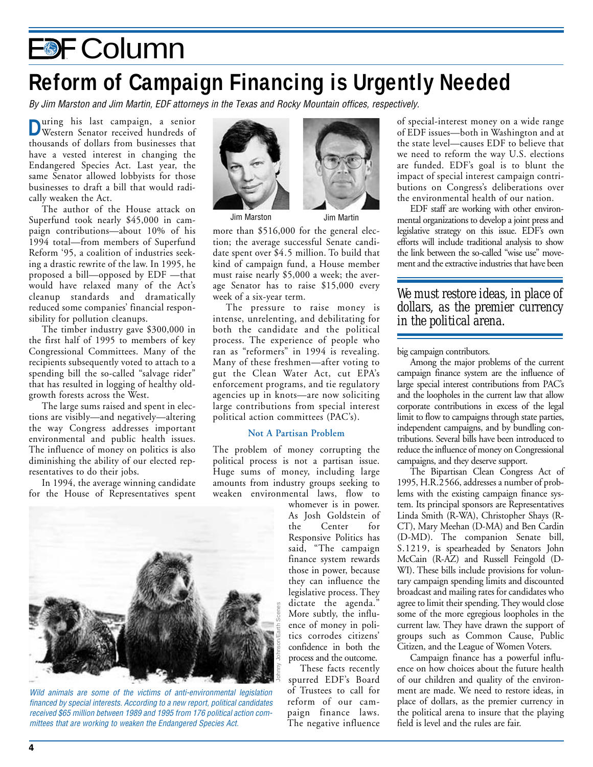# EDF Column

# Reform of Campaign Financing is Urgently Needed

*By Jim Marston and Jim Martin, EDF attorneys in the Texas and Rocky Mountain offices, respectively.*

During his last campaign, a senior Western Senator received hundreds of thousands of dollars from businesses that have a vested interest in changing the Endangered Species Act. Last year, the same Senator allowed lobbyists for those businesses to draft a bill that would radically weaken the Act.

The author of the House attack on Superfund took nearly $45,000 in campaign contributions—about 10% of his 1994 total—from members of Superfund Reform '95, a coalition of industries seeking a drastic rewrite of the law. In 1995, he proposed a bill—opposed by EDF —that would have relaxed many of the Act's cleanup standards and dramatically reduced some companies' financial responsibility for pollution cleanups.

The timber industry gave $300,000 in the first half of 1995 to members of key Congressional Committees. Many of the recipients subsequently voted to attach to a spending bill the so-called "salvage rider" that has resulted in logging of healthy old-growth forests across the West.

The large sums raised and spent in elections are visibly—and negatively—altering the way Congress addresses important environmental and public health issues. The influence of money on politics is also diminishing the ability of our elected representatives to do their jobs.

In 1994, the average winning candidate for the House of Representatives spent more than $516,000 for the general election; the average successful Senate candidate spent over $4.5 million. To build that kind of campaign fund, a House member must raise nearly $5,000 a week; the average Senator has to raise $15,000 every week of a six-year term.

Jim Marston    Jim Martin

The pressure to raise money is intense, unrelenting, and debilitating for both the candidate and the political process. The experience of people who ran as "reformers" in 1994 is revealing. Many of these freshmen—after voting to gut the Clean Water Act, cut EPA's enforcement programs, and tie regulatory agencies up in knots—are now soliciting large contributions from special interest political action committees (PAC's).

### Not A Partisan Problem

The problem of money corrupting the political process is not a partisan issue. Huge sums of money, including large amounts from industry groups seeking to weaken environmental laws, flow to whomever is in power. As Josh Goldstein of the Center for Responsive Politics has said, "The campaign finance system rewards those in power, because they can influence the legislative process. They dictate the agenda." More subtly, the influence of money in politics corrodes citizens' confidence in both the process and the outcome.

*Wild animals are some of the victims of anti-environmental legislation financed by special interests. According to a new report, political candidates received $65 million between 1989 and 1995 from 176 political action committees that are working to weaken the Endangered Species Act.*

Johnny Johnson/Earth Scenes

These facts recently spurred EDF's Board of Trustees to call for reform of our campaign finance laws. The negative influence of special-interest money on a wide range of EDF issues—both in Washington and at the state level—causes EDF to believe that we need to reform the way U.S. elections are funded. EDF's goal is to blunt the impact of special interest campaign contributions on Congress's deliberations over the environmental health of our nation.

EDF staff are working with other environmental organizations to develop a joint press and legislative strategy on this issue. EDF's own efforts will include traditional analysis to show the link between the so-called "wise use" movement and the extractive industries that have been big campaign contributors.

> *We must restore ideas, in place of dollars, as the premier currency in the political arena.*

Among the major problems of the current campaign finance system are the influence of large special interest contributions from PAC's and the loopholes in the current law that allow corporate contributions in excess of the legal limit to flow to campaigns through state parties, independent campaigns, and by bundling contributions. Several bills have been introduced to reduce the influence of money on Congressional campaigns, and they deserve support.

The Bipartisan Clean Congress Act of 1995, H.R.2566, addresses a number of problems with the existing campaign finance system. Its principal sponsors are Representatives Linda Smith (R-WA), Christopher Shays (R-CT), Mary Meehan (D-MA) and Ben Cardin (D-MD). The companion Senate bill, S.1219, is spearheaded by Senators John McCain (R-AZ) and Russell Feingold (D-WI). These bills include provisions for voluntary campaign spending limits and discounted broadcast and mailing rates for candidates who agree to limit their spending. They would close some of the more egregious loopholes in the current law. They have drawn the support of groups such as Common Cause, Public Citizen, and the League of Women Voters.

Campaign finance has a powerful influence on how choices about the future health of our children and quality of the environment are made. We need to restore ideas, in place of dollars, as the premier currency in the political arena to insure that the playing field is level and the rules are fair.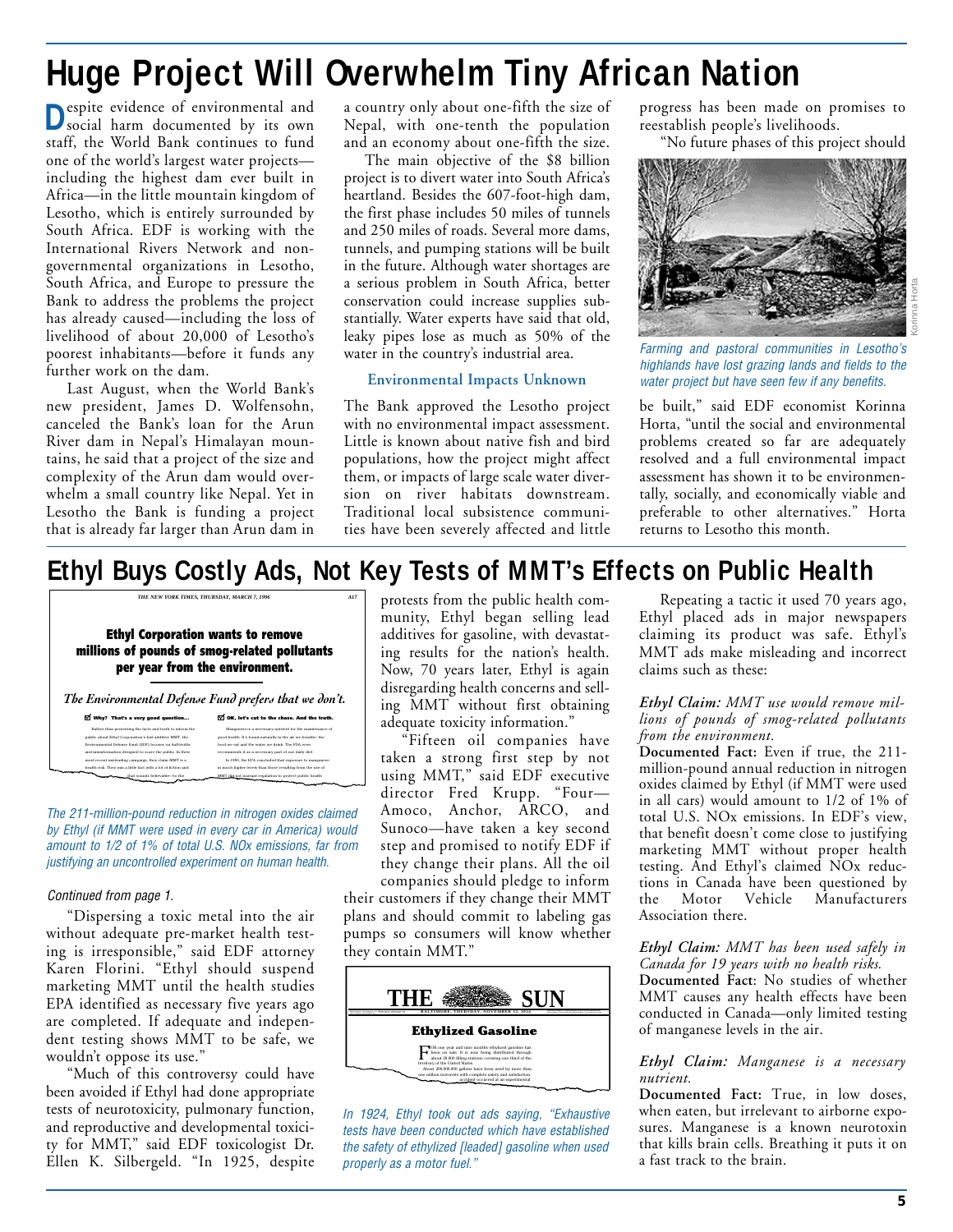# Huge Project Will Overwhelm Tiny African Nation

Despite evidence of environmental and social harm documented by its own staff, the World Bank continues to fund one of the world's largest water projects—including the highest dam ever built in Africa—in the little mountain kingdom of Lesotho, which is entirely surrounded by South Africa. EDF is working with the International Rivers Network and non-governmental organizations in Lesotho, South Africa, and Europe to pressure the Bank to address the problems the project has already caused—including the loss of livelihood of about 20,000 of Lesotho's poorest inhabitants—before it funds any further work on the dam.

Last August, when the World Bank's new president, James D. Wolfensohn, canceled the Bank's loan for the Arun River dam in Nepal's Himalayan mountains, he said that a project of the size and complexity of the Arun dam would overwhelm a small country like Nepal. Yet in Lesotho the Bank is funding a project that is already far larger than Arun dam in a country only about one-fifth the size of Nepal, with one-tenth the population and an economy about one-fifth the size.

The main objective of the $8 billion project is to divert water into South Africa's heartland. Besides the 607-foot-high dam, the first phase includes 50 miles of tunnels and 250 miles of roads. Several more dams, tunnels, and pumping stations will be built in the future. Although water shortages are a serious problem in South Africa, better conservation could increase supplies substantially. Water experts have said that old, leaky pipes lose as much as 50% of the water in the country's industrial area.

### Environmental Impacts Unknown

The Bank approved the Lesotho project with no environmental impact assessment. Little is known about native fish and bird populations, how the project might affect them, or impacts of large scale water diversion on river habitats downstream. Traditional local subsistence communities have been severely affected and little progress has been made on promises to reestablish people's livelihoods.

"No future phases of this project should be built," said EDF economist Korinna Horta, "until the social and environmental problems created so far are adequately resolved and a full environmental impact assessment has shown it to be environmentally, socially, and economically viable and preferable to other alternatives." Horta returns to Lesotho this month.

Korinna Horta

*Farming and pastoral communities in Lesotho's highlands have lost grazing lands and fields to the water project but have seen few if any benefits.*

# Ethyl Buys Costly Ads, Not Key Tests of MMT's Effects on Public Health

*The 211-million-pound reduction in nitrogen oxides claimed by Ethyl (if MMT were used in every car in America) would amount to 1/2 of 1% of total U.S. NOx emissions, far from justifying an uncontrolled experiment on human health.*

*Continued from page 1.*

"Dispersing a toxic metal into the air without adequate pre-market health testing is irresponsible," said EDF attorney Karen Florini. "Ethyl should suspend marketing MMT until the health studies EPA identified as necessary five years ago are completed. If adequate and independent testing shows MMT to be safe, we wouldn't oppose its use."

"Much of this controversy could have been avoided if Ethyl had done appropriate tests of neurotoxicity, pulmonary function, and reproductive and developmental toxicity for MMT," said EDF toxicologist Dr. Ellen K. Silbergeld. "In 1925, despite protests from the public health community, Ethyl began selling lead additives for gasoline, with devastating results for the nation's health. Now, 70 years later, Ethyl is again disregarding health concerns and selling MMT without first obtaining adequate toxicity information."

"Fifteen oil companies have taken a strong first step by not using MMT," said EDF executive director Fred Krupp. "Four—Amoco, Anchor, ARCO, and Sunoco—have taken a key second step and promised to notify EDF if they change their plans. All the oil companies should pledge to inform their customers if they change their MMT plans and should commit to labeling gas pumps so consumers will know whether they contain MMT."

*In 1924, Ethyl took out ads saying, "Exhaustive tests have been conducted which have established the safety of ethylized [leaded] gasoline when used properly as a motor fuel."*

Repeating a tactic it used 70 years ago, Ethyl placed ads in major newspapers claiming its product was safe. Ethyl's MMT ads make misleading and incorrect claims such as these:

***Ethyl Claim:*** *MMT use would remove millions of pounds of smog-related pollutants from the environment.*
**Documented Fact:** Even if true, the 211-million-pound annual reduction in nitrogen oxides claimed by Ethyl (if MMT were used in all cars) would amount to 1/2 of 1% of total U.S. NOx emissions. In EDF's view, that benefit doesn't come close to justifying marketing MMT without proper health testing. And Ethyl's claimed NOx reductions in Canada have been questioned by the Motor Vehicle Manufacturers Association there.

***Ethyl Claim:*** *MMT has been used safely in Canada for 19 years with no health risks.*
**Documented Fact**: No studies of whether MMT causes any health effects have been conducted in Canada—only limited testing of manganese levels in the air.

***Ethyl Claim:*** *Manganese is a necessary nutrient.*
**Documented Fact:** True, in low doses, when eaten, but irrelevant to airborne exposures. Manganese is a known neurotoxin that kills brain cells. Breathing it puts it on a fast track to the brain.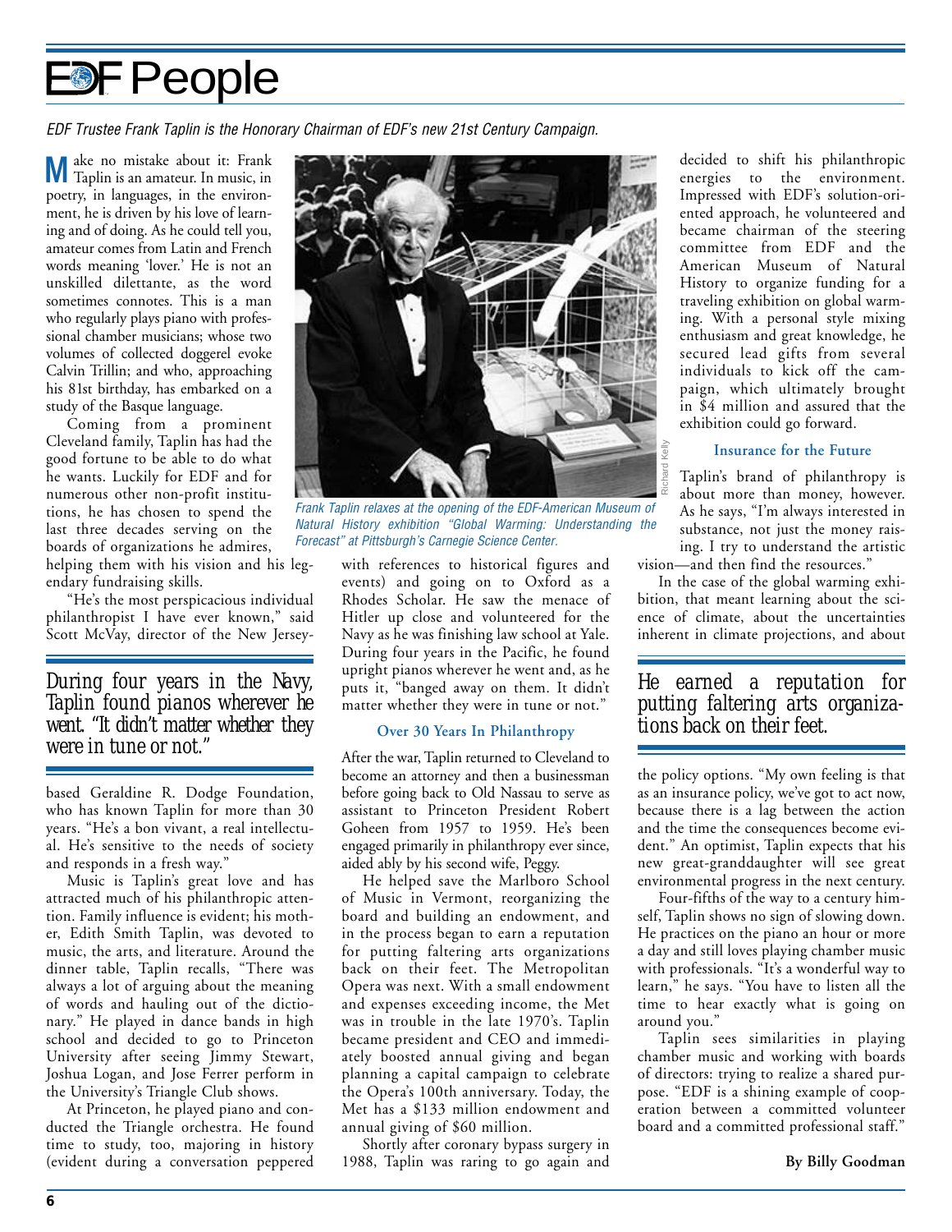# EDF People

*EDF Trustee Frank Taplin is the Honorary Chairman of EDF's new 21st Century Campaign.*

Make no mistake about it: Frank Taplin is an amateur. In music, in poetry, in languages, in the environment, he is driven by his love of learning and of doing. As he could tell you, amateur comes from Latin and French words meaning 'lover.' He is not an unskilled dilettante, as the word sometimes connotes. This is a man who regularly plays piano with professional chamber musicians; whose two volumes of collected doggerel evoke Calvin Trillin; and who, approaching his 81st birthday, has embarked on a study of the Basque language.

Coming from a prominent Cleveland family, Taplin has had the good fortune to be able to do what he wants. Luckily for EDF and for numerous other non-profit institutions, he has chosen to spend the last three decades serving on the boards of organizations he admires, helping them with his vision and his legendary fundraising skills.

"He's the most perspicacious individual philanthropist I have ever known," said Scott McVay, director of the New Jersey-based Geraldine R. Dodge Foundation, who has known Taplin for more than 30 years. "He's a bon vivant, a real intellectual. He's sensitive to the needs of society and responds in a fresh way."

> During four years in the Navy, Taplin found pianos wherever he went. "It didn't matter whether they were in tune or not."

Music is Taplin's great love and has attracted much of his philanthropic attention. Family influence is evident; his mother, Edith Smith Taplin, was devoted to music, the arts, and literature. Around the dinner table, Taplin recalls, "There was always a lot of arguing about the meaning of words and hauling out of the dictionary." He played in dance bands in high school and decided to go to Princeton University after seeing Jimmy Stewart, Joshua Logan, and Jose Ferrer perform in the University's Triangle Club shows.

At Princeton, he played piano and conducted the Triangle orchestra. He found time to study, too, majoring in history (evident during a conversation peppered with references to historical figures and events) and going on to Oxford as a Rhodes Scholar. He saw the menace of Hitler up close and volunteered for the Navy as he was finishing law school at Yale. During four years in the Pacific, he found upright pianos wherever he went and, as he puts it, "banged away on them. It didn't matter whether they were in tune or not."

*Frank Taplin relaxes at the opening of the EDF-American Museum of Natural History exhibition "Global Warming: Understanding the Forecast" at Pittsburgh's Carnegie Science Center.*

Richard Kelly

### Over 30 Years In Philanthropy

After the war, Taplin returned to Cleveland to become an attorney and then a businessman before going back to Old Nassau to serve as assistant to Princeton President Robert Goheen from 1957 to 1959. He's been engaged primarily in philanthropy ever since, aided ably by his second wife, Peggy.

He helped save the Marlboro School of Music in Vermont, reorganizing the board and building an endowment, and in the process began to earn a reputation for putting faltering arts organizations back on their feet. The Metropolitan Opera was next. With a small endowment and expenses exceeding income, the Met was in trouble in the late 1970's. Taplin became president and CEO and immediately boosted annual giving and began planning a capital campaign to celebrate the Opera's 100th anniversary. Today, the Met has a $133 million endowment and annual giving of $60 million.

Shortly after coronary bypass surgery in 1988, Taplin was raring to go again and decided to shift his philanthropic energies to the environment. Impressed with EDF's solution-oriented approach, he volunteered and became chairman of the steering committee from EDF and the American Museum of Natural History to organize funding for a traveling exhibition on global warming. With a personal style mixing enthusiasm and great knowledge, he secured lead gifts from several individuals to kick off the campaign, which ultimately brought in $4 million and assured that the exhibition could go forward.

### Insurance for the Future

Taplin's brand of philanthropy is about more than money, however. As he says, "I'm always interested in substance, not just the money raising. I try to understand the artistic vision—and then find the resources."

In the case of the global warming exhibition, that meant learning about the science of climate, about the uncertainties inherent in climate projections, and about the policy options. "My own feeling is that as an insurance policy, we've got to act now, because there is a lag between the action and the time the consequences become evident." An optimist, Taplin expects that his new great-granddaughter will see great environmental progress in the next century.

> He earned a reputation for putting faltering arts organizations back on their feet.

Four-fifths of the way to a century himself, Taplin shows no sign of slowing down. He practices on the piano an hour or more a day and still loves playing chamber music with professionals. "It's a wonderful way to learn," he says. "You have to listen all the time to hear exactly what is going on around you."

Taplin sees similarities in playing chamber music and working with boards of directors: trying to realize a shared purpose. "EDF is a shining example of cooperation between a committed volunteer board and a committed professional staff."

**By Billy Goodman**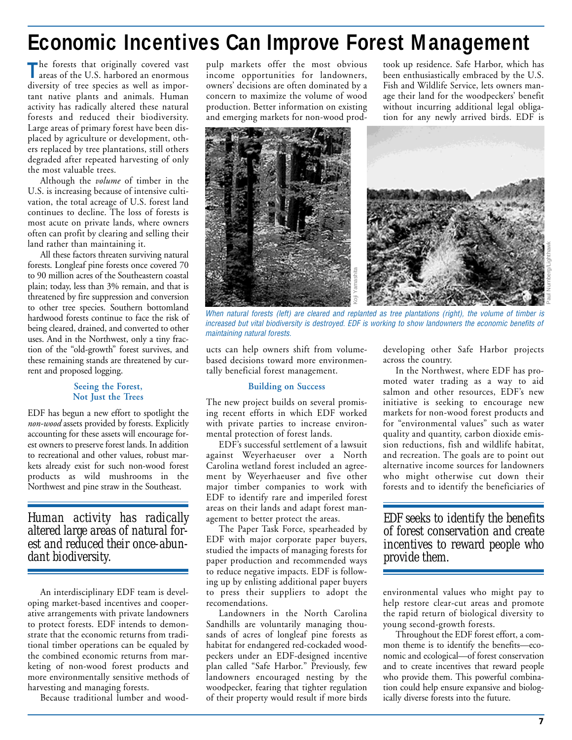# Economic Incentives Can Improve Forest Management

The forests that originally covered vast areas of the U.S. harbored an enormous diversity of tree species as well as important native plants and animals. Human activity has radically altered these natural forests and reduced their biodiversity. Large areas of primary forest have been displaced by agriculture or development, others replaced by tree plantations, still others degraded after repeated harvesting of only the most valuable trees.

Although the *volume* of timber in the U.S. is increasing because of intensive cultivation, the total acreage of U.S. forest land continues to decline. The loss of forests is most acute on private lands, where owners often can profit by clearing and selling their land rather than maintaining it.

All these factors threaten surviving natural forests. Longleaf pine forests once covered 70 to 90 million acres of the Southeastern coastal plain; today, less than 3% remain, and that is threatened by fire suppression and conversion to other tree species. Southern bottomland hardwood forests continue to face the risk of being cleared, drained, and converted to other uses. And in the Northwest, only a tiny fraction of the "old-growth" forest survives, and these remaining stands are threatened by current and proposed logging.

### Seeing the Forest, Not Just the Trees

EDF has begun a new effort to spotlight the *non-wood* assets provided by forests. Explicitly accounting for these assets will encourage forest owners to preserve forest lands. In addition to recreational and other values, robust markets already exist for such non-wood forest products as wild mushrooms in the Northwest and pine straw in the Southeast.

*Human activity has radically altered large areas of natural forest and reduced their once-abundant biodiversity.*

An interdisciplinary EDF team is developing market-based incentives and cooperative arrangements with private landowners to protect forests. EDF intends to demonstrate that the economic returns from traditional timber operations can be equaled by the combined economic returns from marketing of non-wood forest products and more environmentally sensitive methods of harvesting and managing forests.

Because traditional lumber and wood-pulp markets offer the most obvious income opportunities for landowners, owners' decisions are often dominated by a concern to maximize the volume of wood production. Better information on existing and emerging markets for non-wood products can help owners shift from volume-based decisions toward more environmentally beneficial forest management.

*When natural forests (left) are cleared and replanted as tree plantations (right), the volume of timber is increased but vital biodiversity is destroyed. EDF is working to show landowners the economic benefits of maintaining natural forests.*

### Building on Success

The new project builds on several promising recent efforts in which EDF worked with private parties to increase environmental protection of forest lands.

EDF's successful settlement of a lawsuit against Weyerhaeuser over a North Carolina wetland forest included an agreement by Weyerhaeuser and five other major timber companies to work with EDF to identify rare and imperiled forest areas on their lands and adapt forest management to better protect the areas.

The Paper Task Force, spearheaded by EDF with major corporate paper buyers, studied the impacts of managing forests for paper production and recommended ways to reduce negative impacts. EDF is following up by enlisting additional paper buyers to press their suppliers to adopt the recomendations.

Landowners in the North Carolina Sandhills are voluntarily managing thousands of acres of longleaf pine forests as habitat for endangered red-cockaded woodpeckers under an EDF-designed incentive plan called "Safe Harbor." Previously, few landowners encouraged nesting by the woodpecker, fearing that tighter regulation of their property would result if more birds took up residence. Safe Harbor, which has been enthusiastically embraced by the U.S. Fish and Wildlife Service, lets owners manage their land for the woodpeckers' benefit without incurring additional legal obligation for any newly arrived birds. EDF is developing other Safe Harbor projects across the country.

In the Northwest, where EDF has promoted water trading as a way to aid salmon and other resources, EDF's new initiative is seeking to encourage new markets for non-wood forest products and for "environmental values" such as water quality and quantity, carbon dioxide emission reductions, fish and wildlife habitat, and recreation. The goals are to point out alternative income sources for landowners who might otherwise cut down their forests and to identify the beneficiaries of environmental values who might pay to help restore clear-cut areas and promote the rapid return of biological diversity to young second-growth forests.

*EDF seeks to identify the benefits of forest conservation and create incentives to reward people who provide them.*

Throughout the EDF forest effort, a common theme is to identify the benefits—economic and ecological—of forest conservation and to create incentives that reward people who provide them. This powerful combination could help ensure expansive and biologically diverse forests into the future.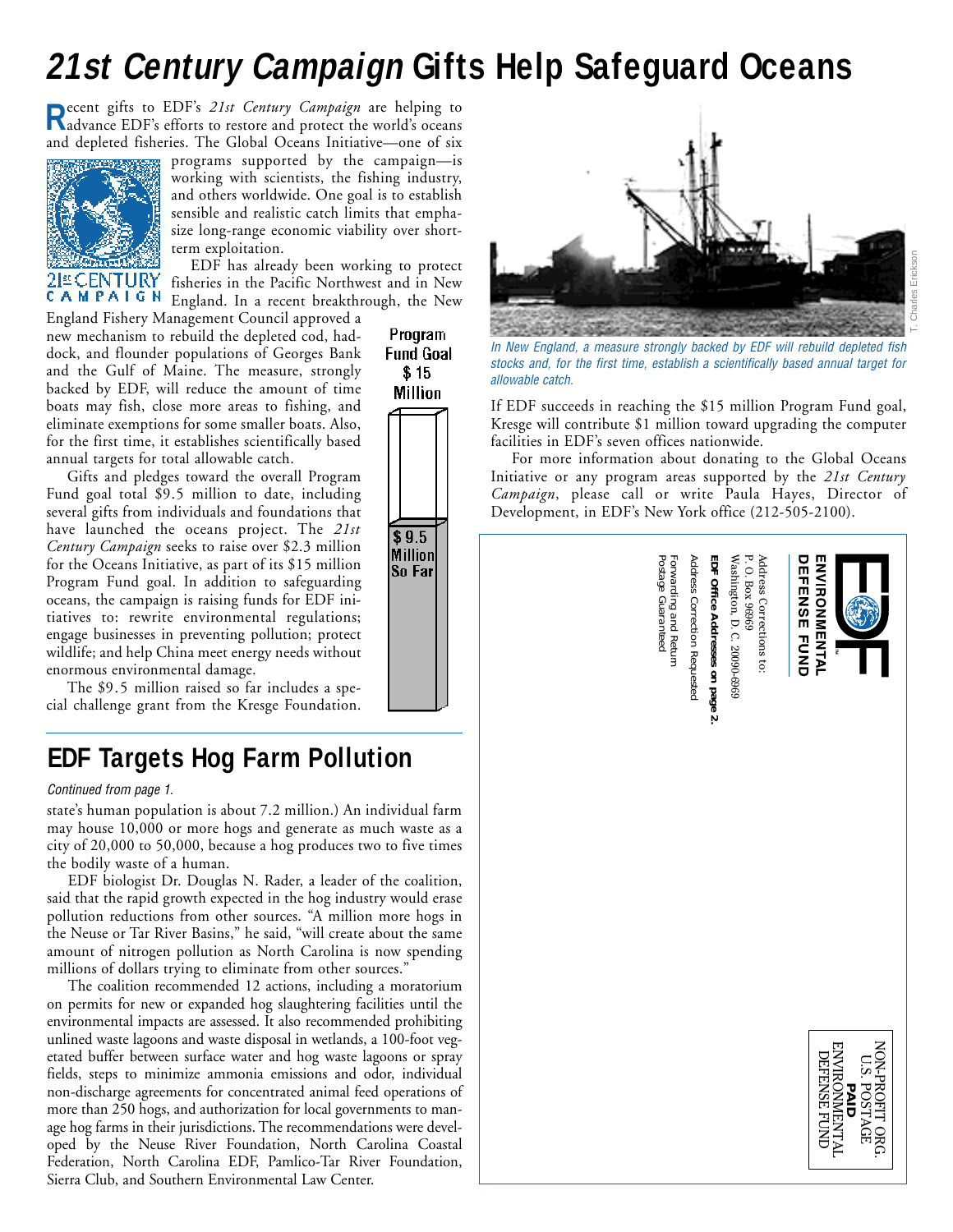# *21st Century Campaign* Gifts Help Safeguard Oceans

Recent gifts to EDF's *21st Century Campaign* are helping to advance EDF's efforts to restore and protect the world's oceans and depleted fisheries. The Global Oceans Initiative—one of six programs supported by the campaign—is working with scientists, the fishing industry, and others worldwide. One goal is to establish sensible and realistic catch limits that emphasize long-range economic viability over short-term exploitation.

EDF has already been working to protect fisheries in the Pacific Northwest and in New England. In a recent breakthrough, the New England Fishery Management Council approved a new mechanism to rebuild the depleted cod, haddock, and flounder populations of Georges Bank and the Gulf of Maine. The measure, strongly backed by EDF, will reduce the amount of time boats may fish, close more areas to fishing, and eliminate exemptions for some smaller boats. Also, for the first time, it establishes scientifically based annual targets for total allowable catch.

Gifts and pledges toward the overall Program Fund goal total $9.5 million to date, including several gifts from individuals and foundations that have launched the oceans project. The *21st Century Campaign* seeks to raise over $2.3 million for the Oceans Initiative, as part of its $15 million Program Fund goal. In addition to safeguarding oceans, the campaign is raising funds for EDF initiatives to: rewrite environmental regulations; engage businesses in preventing pollution; protect wildlife; and help China meet energy needs without enormous environmental damage.

The $9.5 million raised so far includes a special challenge grant from the Kresge Foundation.

Program Fund Goal
$ 15 Million

$ 9.5 Million So Far

*In New England, a measure strongly backed by EDF will rebuild depleted fish stocks and, for the first time, establish a scientifically based annual target for allowable catch.*

T. Charles Erickson

If EDF succeeds in reaching the $15 million Program Fund goal, Kresge will contribute $1 million toward upgrading the computer facilities in EDF's seven offices nationwide.

For more information about donating to the Global Oceans Initiative or any program areas supported by the *21st Century Campaign*, please call or write Paula Hayes, Director of Development, in EDF's New York office (212-505-2100).

## EDF Targets Hog Farm Pollution

*Continued from page 1.*

state's human population is about 7.2 million.) An individual farm may house 10,000 or more hogs and generate as much waste as a city of 20,000 to 50,000, because a hog produces two to five times the bodily waste of a human.

EDF biologist Dr. Douglas N. Rader, a leader of the coalition, said that the rapid growth expected in the hog industry would erase pollution reductions from other sources. "A million more hogs in the Neuse or Tar River Basins," he said, "will create about the same amount of nitrogen pollution as North Carolina is now spending millions of dollars trying to eliminate from other sources."

The coalition recommended 12 actions, including a moratorium on permits for new or expanded hog slaughtering facilities until the environmental impacts are assessed. It also recommended prohibiting unlined waste lagoons and waste disposal in wetlands, a 100-foot vegetated buffer between surface water and hog waste lagoons or spray fields, steps to minimize ammonia emissions and odor, individual non-discharge agreements for concentrated animal feed operations of more than 250 hogs, and authorization for local governments to manage hog farms in their jurisdictions. The recommendations were developed by the Neuse River Foundation, North Carolina Coastal Federation, North Carolina EDF, Pamlico-Tar River Foundation, Sierra Club, and Southern Environmental Law Center.

ENVIRONMENTAL DEFENSE FUND

Address Corrections to:
P. O. Box 96969
Washington, D. C. 20090-6969

**EDF Office Addresses on page 2.**

Address Correction Requested
Forwarding and Return Postage Guaranteed

NON-PROFIT ORG.
U.S. POSTAGE
**PAID**
ENVIRONMENTAL DEFENSE FUND